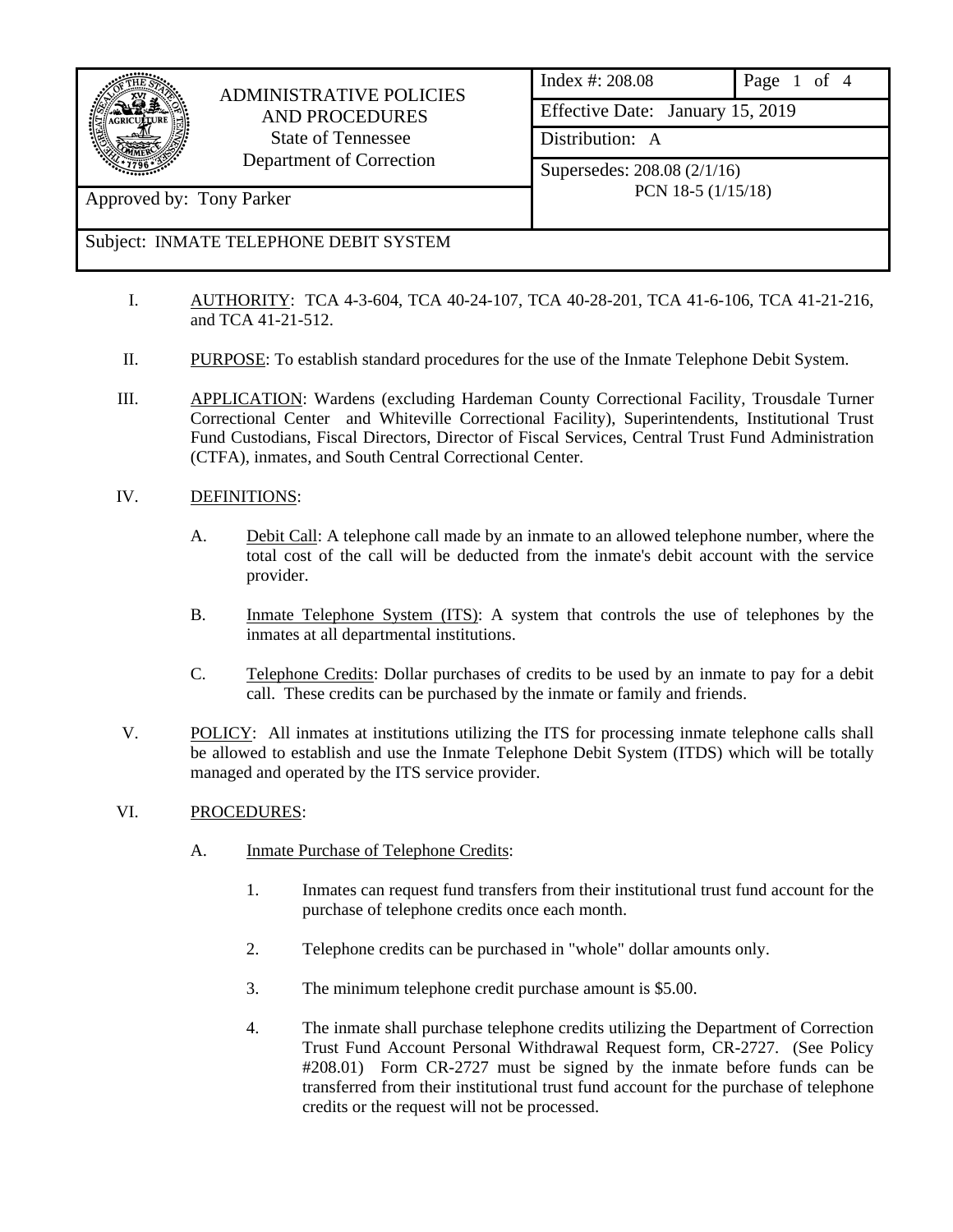| ADMINISTRATIVE POLICIES AND PROCEDURES<br>State of Tennessee<br>Department of Correction | Index #: 208.08 | Page 1 of 4 |
| --- | --- | --- |
| | Effective Date: January 15, 2019 | |
| | Distribution: A | |
| Approved by: Tony Parker | Supersedes: 208.08 (2/1/16)<br>PCN 18-5 (1/15/18) | |
| Subject: INMATE TELEPHONE DEBIT SYSTEM | | |

I. AUTHORITY: TCA 4-3-604, TCA 40-24-107, TCA 40-28-201, TCA 41-6-106, TCA 41-21-216, and TCA 41-21-512.

II. PURPOSE: To establish standard procedures for the use of the Inmate Telephone Debit System.

III. APPLICATION: Wardens (excluding Hardeman County Correctional Facility, Trousdale Turner Correctional Center and Whiteville Correctional Facility), Superintendents, Institutional Trust Fund Custodians, Fiscal Directors, Director of Fiscal Services, Central Trust Fund Administration (CTFA), inmates, and South Central Correctional Center.

IV. DEFINITIONS:

A. Debit Call: A telephone call made by an inmate to an allowed telephone number, where the total cost of the call will be deducted from the inmate's debit account with the service provider.

B. Inmate Telephone System (ITS): A system that controls the use of telephones by the inmates at all departmental institutions.

C. Telephone Credits: Dollar purchases of credits to be used by an inmate to pay for a debit call. These credits can be purchased by the inmate or family and friends.

V. POLICY: All inmates at institutions utilizing the ITS for processing inmate telephone calls shall be allowed to establish and use the Inmate Telephone Debit System (ITDS) which will be totally managed and operated by the ITS service provider.

VI. PROCEDURES:

A. Inmate Purchase of Telephone Credits:

1. Inmates can request fund transfers from their institutional trust fund account for the purchase of telephone credits once each month.

2. Telephone credits can be purchased in "whole" dollar amounts only.

3. The minimum telephone credit purchase amount is $5.00.

4. The inmate shall purchase telephone credits utilizing the Department of Correction Trust Fund Account Personal Withdrawal Request form, CR-2727. (See Policy #208.01) Form CR-2727 must be signed by the inmate before funds can be transferred from their institutional trust fund account for the purchase of telephone credits or the request will not be processed.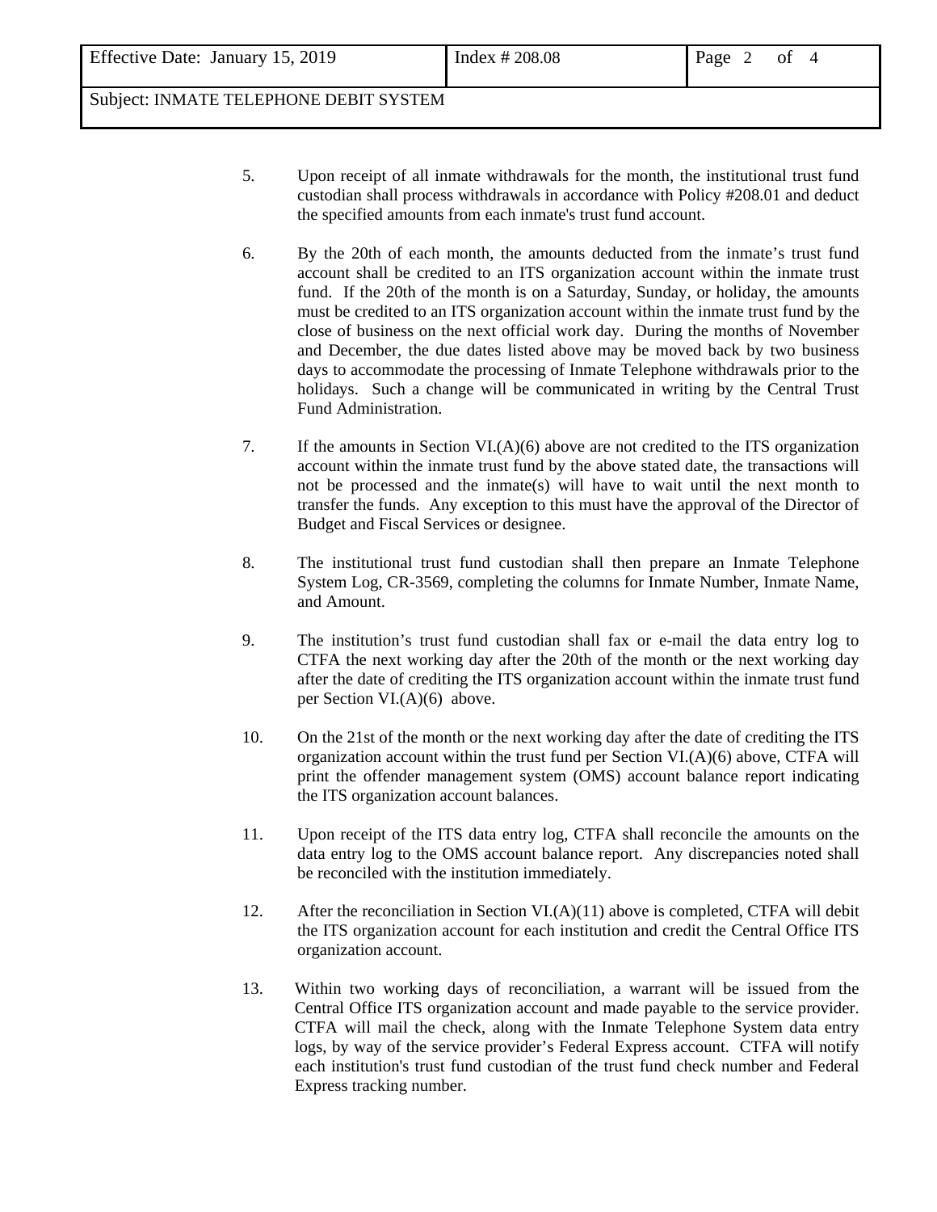5. Upon receipt of all inmate withdrawals for the month, the institutional trust fund custodian shall process withdrawals in accordance with Policy #208.01 and deduct the specified amounts from each inmate's trust fund account.

6. By the 20th of each month, the amounts deducted from the inmate's trust fund account shall be credited to an ITS organization account within the inmate trust fund. If the 20th of the month is on a Saturday, Sunday, or holiday, the amounts must be credited to an ITS organization account within the inmate trust fund by the close of business on the next official work day. During the months of November and December, the due dates listed above may be moved back by two business days to accommodate the processing of Inmate Telephone withdrawals prior to the holidays. Such a change will be communicated in writing by the Central Trust Fund Administration.

7. If the amounts in Section VI.(A)(6) above are not credited to the ITS organization account within the inmate trust fund by the above stated date, the transactions will not be processed and the inmate(s) will have to wait until the next month to transfer the funds. Any exception to this must have the approval of the Director of Budget and Fiscal Services or designee.

8. The institutional trust fund custodian shall then prepare an Inmate Telephone System Log, CR-3569, completing the columns for Inmate Number, Inmate Name, and Amount.

9. The institution's trust fund custodian shall fax or e-mail the data entry log to CTFA the next working day after the 20th of the month or the next working day after the date of crediting the ITS organization account within the inmate trust fund per Section VI.(A)(6) above.

10. On the 21st of the month or the next working day after the date of crediting the ITS organization account within the trust fund per Section VI.(A)(6) above, CTFA will print the offender management system (OMS) account balance report indicating the ITS organization account balances.

11. Upon receipt of the ITS data entry log, CTFA shall reconcile the amounts on the data entry log to the OMS account balance report. Any discrepancies noted shall be reconciled with the institution immediately.

12. After the reconciliation in Section VI.(A)(11) above is completed, CTFA will debit the ITS organization account for each institution and credit the Central Office ITS organization account.

13. Within two working days of reconciliation, a warrant will be issued from the Central Office ITS organization account and made payable to the service provider. CTFA will mail the check, along with the Inmate Telephone System data entry logs, by way of the service provider's Federal Express account. CTFA will notify each institution's trust fund custodian of the trust fund check number and Federal Express tracking number.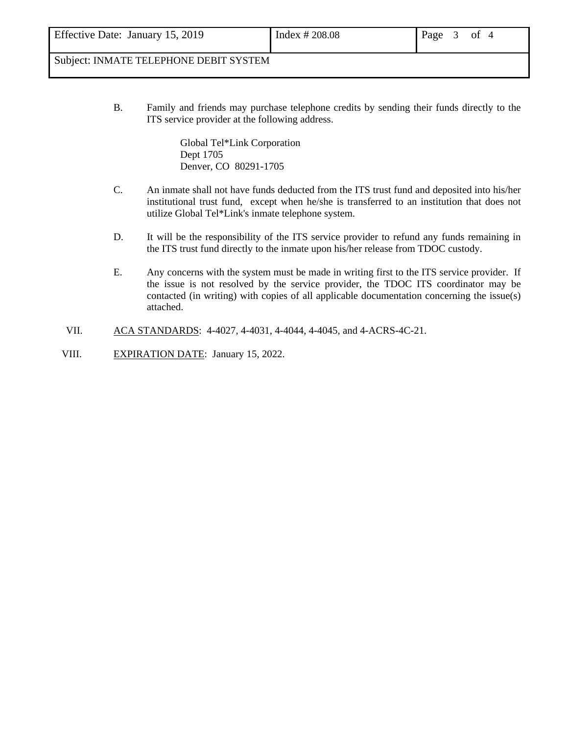B. Family and friends may purchase telephone credits by sending their funds directly to the ITS service provider at the following address.

   Global Tel*Link Corporation
   Dept 1705
   Denver, CO 80291-1705

C. An inmate shall not have funds deducted from the ITS trust fund and deposited into his/her institutional trust fund, except when he/she is transferred to an institution that does not utilize Global Tel*Link's inmate telephone system.

D. It will be the responsibility of the ITS service provider to refund any funds remaining in the ITS trust fund directly to the inmate upon his/her release from TDOC custody.

E. Any concerns with the system must be made in writing first to the ITS service provider. If the issue is not resolved by the service provider, the TDOC ITS coordinator may be contacted (in writing) with copies of all applicable documentation concerning the issue(s) attached.

VII. ACA STANDARDS: 4-4027, 4-4031, 4-4044, 4-4045, and 4-ACRS-4C-21.

VIII. EXPIRATION DATE: January 15, 2022.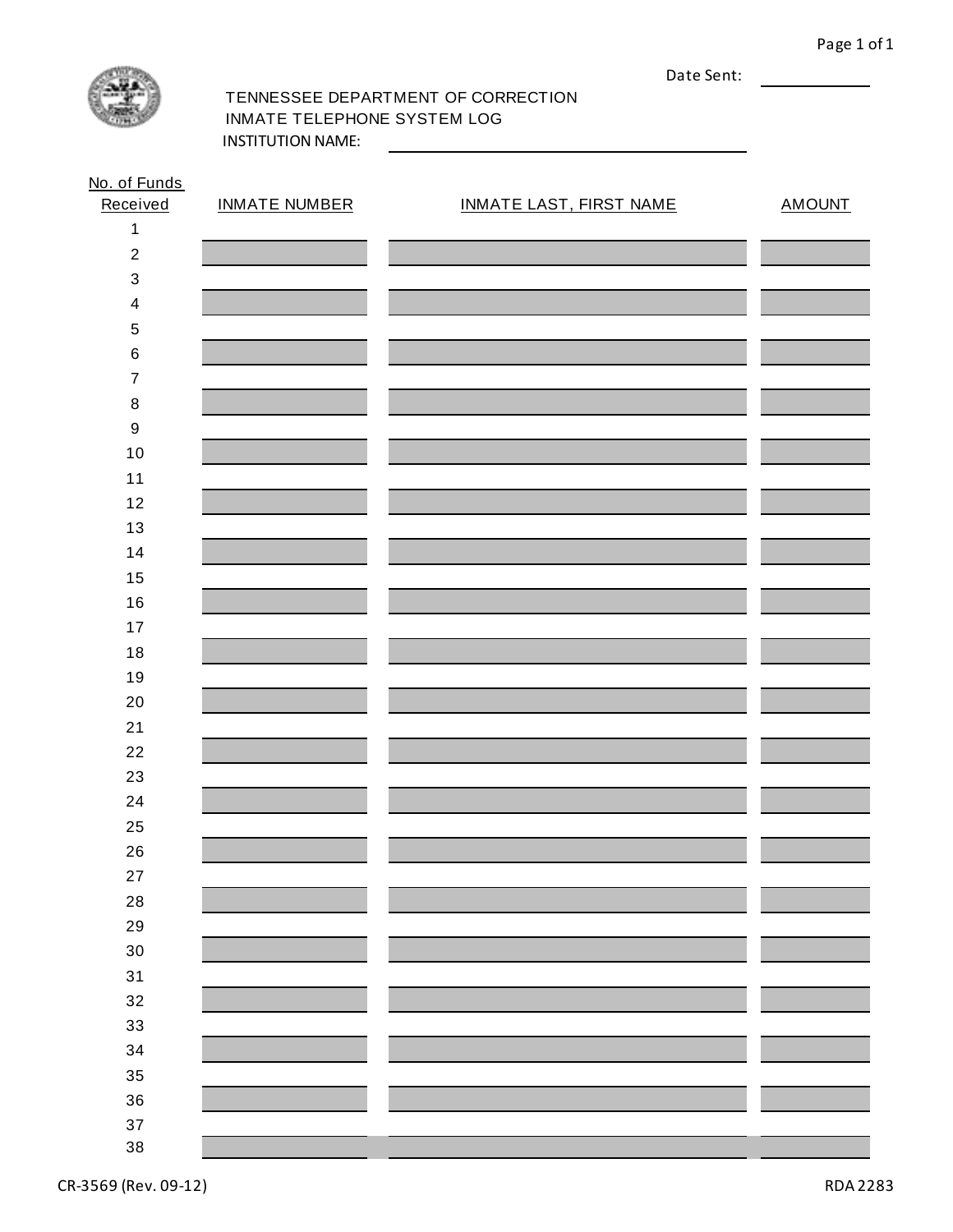Date Sent: ____________

TENNESSEE DEPARTMENT OF CORRECTION
INMATE TELEPHONE SYSTEM LOG
INSTITUTION NAME: ______________________________

| No. of Funds Received | INMATE NUMBER | INMATE LAST, FIRST NAME | AMOUNT |
|---|---|---|---|
| 1 | | | |
| 2 | | | |
| 3 | | | |
| 4 | | | |
| 5 | | | |
| 6 | | | |
| 7 | | | |
| 8 | | | |
| 9 | | | |
| 10 | | | |
| 11 | | | |
| 12 | | | |
| 13 | | | |
| 14 | | | |
| 15 | | | |
| 16 | | | |
| 17 | | | |
| 18 | | | |
| 19 | | | |
| 20 | | | |
| 21 | | | |
| 22 | | | |
| 23 | | | |
| 24 | | | |
| 25 | | | |
| 26 | | | |
| 27 | | | |
| 28 | | | |
| 29 | | | |
| 30 | | | |
| 31 | | | |
| 32 | | | |
| 33 | | | |
| 34 | | | |
| 35 | | | |
| 36 | | | |
| 37 | | | |
| 38 | | | |

CR-3569 (Rev. 09-12) RDA 2283